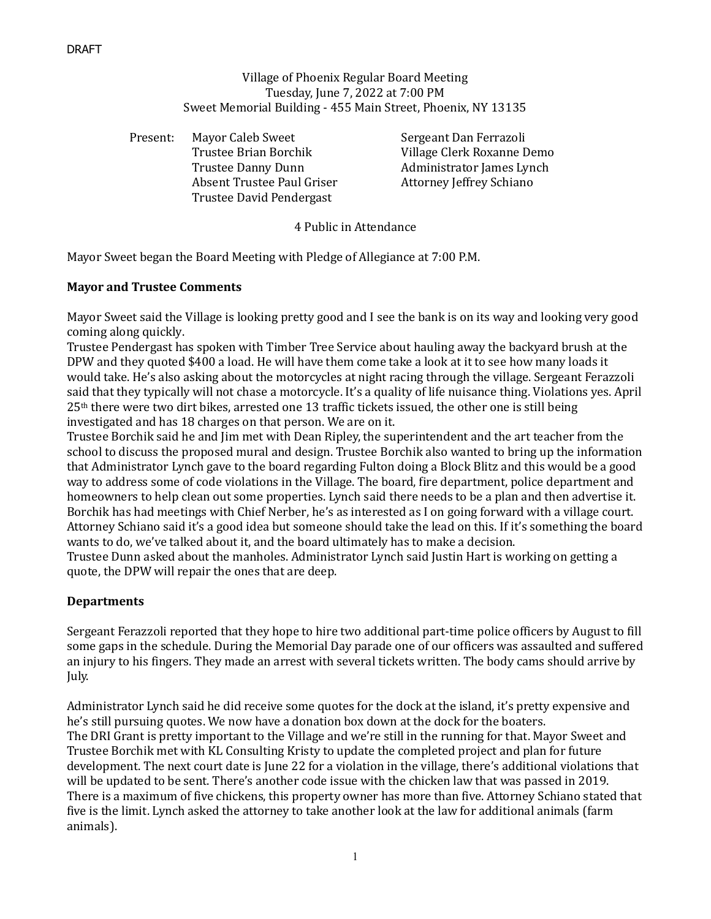DRAFT

Village of Phoenix Regular Board Meeting
Tuesday, June 7, 2022 at 7:00 PM
Sweet Memorial Building - 455 Main Street, Phoenix, NY 13135

Present:
- Mayor Caleb Sweet
- Trustee Brian Borchik
- Trustee Danny Dunn
- Absent Trustee Paul Griser
- Trustee David Pendergast
- Sergeant Dan Ferrazoli
- Village Clerk Roxanne Demo
- Administrator James Lynch
- Attorney Jeffrey Schiano

4 Public in Attendance

Mayor Sweet began the Board Meeting with Pledge of Allegiance at 7:00 P.M.

**Mayor and Trustee Comments**

Mayor Sweet said the Village is looking pretty good and I see the bank is on its way and looking very good coming along quickly.
Trustee Pendergast has spoken with Timber Tree Service about hauling away the backyard brush at the DPW and they quoted $400 a load. He will have them come take a look at it to see how many loads it would take. He's also asking about the motorcycles at night racing through the village. Sergeant Ferazzoli said that they typically will not chase a motorcycle. It's a quality of life nuisance thing. Violations yes. April 25th there were two dirt bikes, arrested one 13 traffic tickets issued, the other one is still being investigated and has 18 charges on that person. We are on it.
Trustee Borchik said he and Jim met with Dean Ripley, the superintendent and the art teacher from the school to discuss the proposed mural and design. Trustee Borchik also wanted to bring up the information that Administrator Lynch gave to the board regarding Fulton doing a Block Blitz and this would be a good way to address some of code violations in the Village. The board, fire department, police department and homeowners to help clean out some properties. Lynch said there needs to be a plan and then advertise it. Borchik has had meetings with Chief Nerber, he's as interested as I on going forward with a village court. Attorney Schiano said it's a good idea but someone should take the lead on this. If it's something the board wants to do, we've talked about it, and the board ultimately has to make a decision.
Trustee Dunn asked about the manholes. Administrator Lynch said Justin Hart is working on getting a quote, the DPW will repair the ones that are deep.

**Departments**

Sergeant Ferazzoli reported that they hope to hire two additional part-time police officers by August to fill some gaps in the schedule. During the Memorial Day parade one of our officers was assaulted and suffered an injury to his fingers. They made an arrest with several tickets written. The body cams should arrive by July.

Administrator Lynch said he did receive some quotes for the dock at the island, it's pretty expensive and he's still pursuing quotes. We now have a donation box down at the dock for the boaters.
The DRI Grant is pretty important to the Village and we're still in the running for that. Mayor Sweet and Trustee Borchik met with KL Consulting Kristy to update the completed project and plan for future development. The next court date is June 22 for a violation in the village, there's additional violations that will be updated to be sent. There's another code issue with the chicken law that was passed in 2019. There is a maximum of five chickens, this property owner has more than five. Attorney Schiano stated that five is the limit. Lynch asked the attorney to take another look at the law for additional animals (farm animals).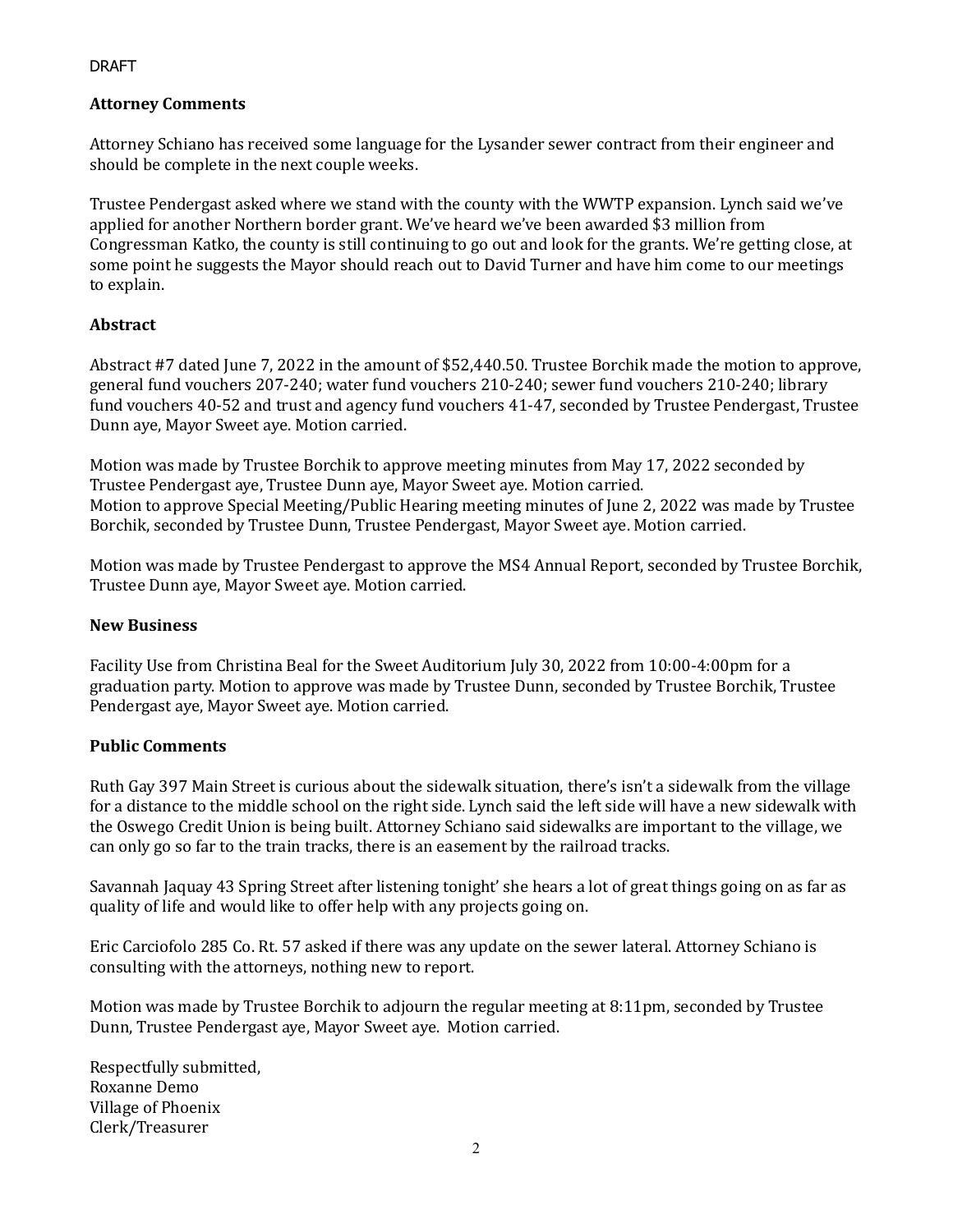DRAFT

### Attorney Comments

Attorney Schiano has received some language for the Lysander sewer contract from their engineer and should be complete in the next couple weeks.

Trustee Pendergast asked where we stand with the county with the WWTP expansion. Lynch said we've applied for another Northern border grant. We've heard we've been awarded $3 million from Congressman Katko, the county is still continuing to go out and look for the grants. We're getting close, at some point he suggests the Mayor should reach out to David Turner and have him come to our meetings to explain.

### Abstract

Abstract #7 dated June 7, 2022 in the amount of $52,440.50. Trustee Borchik made the motion to approve, general fund vouchers 207-240; water fund vouchers 210-240; sewer fund vouchers 210-240; library fund vouchers 40-52 and trust and agency fund vouchers 41-47, seconded by Trustee Pendergast, Trustee Dunn aye, Mayor Sweet aye. Motion carried.

Motion was made by Trustee Borchik to approve meeting minutes from May 17, 2022 seconded by Trustee Pendergast aye, Trustee Dunn aye, Mayor Sweet aye. Motion carried.
Motion to approve Special Meeting/Public Hearing meeting minutes of June 2, 2022 was made by Trustee Borchik, seconded by Trustee Dunn, Trustee Pendergast, Mayor Sweet aye. Motion carried.

Motion was made by Trustee Pendergast to approve the MS4 Annual Report, seconded by Trustee Borchik, Trustee Dunn aye, Mayor Sweet aye. Motion carried.

### New Business

Facility Use from Christina Beal for the Sweet Auditorium July 30, 2022 from 10:00-4:00pm for a graduation party. Motion to approve was made by Trustee Dunn, seconded by Trustee Borchik, Trustee Pendergast aye, Mayor Sweet aye. Motion carried.

### Public Comments

Ruth Gay 397 Main Street is curious about the sidewalk situation, there's isn't a sidewalk from the village for a distance to the middle school on the right side. Lynch said the left side will have a new sidewalk with the Oswego Credit Union is being built. Attorney Schiano said sidewalks are important to the village, we can only go so far to the train tracks, there is an easement by the railroad tracks.

Savannah Jaquay 43 Spring Street after listening tonight' she hears a lot of great things going on as far as quality of life and would like to offer help with any projects going on.

Eric Carciofolo 285 Co. Rt. 57 asked if there was any update on the sewer lateral. Attorney Schiano is consulting with the attorneys, nothing new to report.

Motion was made by Trustee Borchik to adjourn the regular meeting at 8:11pm, seconded by Trustee Dunn, Trustee Pendergast aye, Mayor Sweet aye. Motion carried.

Respectfully submitted,
Roxanne Demo
Village of Phoenix
Clerk/Treasurer